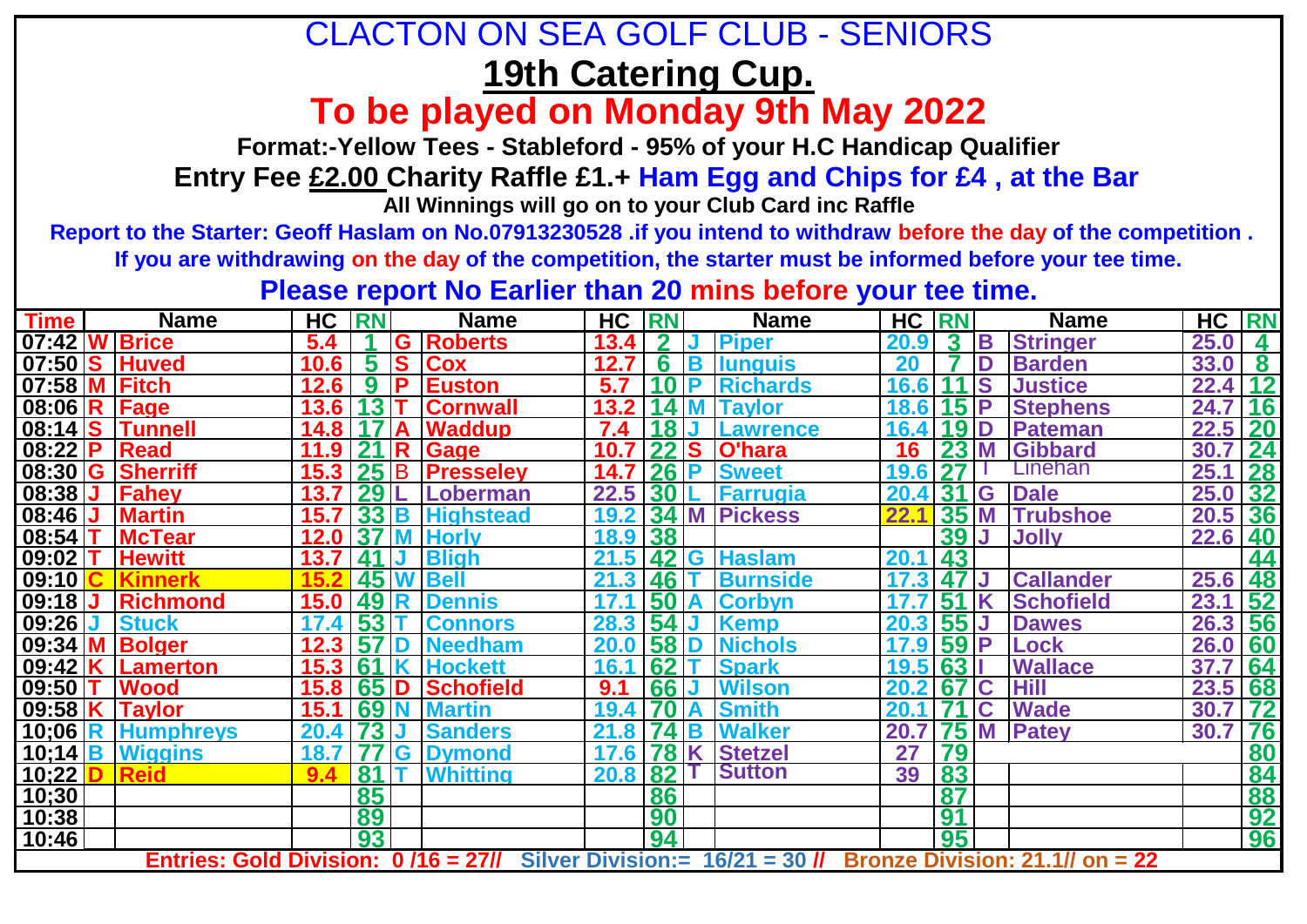# CLACTON ON SEA GOLF CLUB - SENIORS

## 19th Catering Cup.

## To be played on Monday 9th May 2022

**Format:-Yellow Tees - Stableford - 95% of your H.C Handicap Qualifier**

**Entry Fee £2.00 Charity Raffle £1.+ Ham Egg and Chips for £4 , at the Bar**

**All Winnings will go on to your Club Card inc Raffle**

**Report to the Starter: Geoff Haslam on No.07913230528 .if you intend to withdraw before the day of the competition .**

**If you are withdrawing on the day of the competition, the starter must be informed before your tee time.**

**Please report No Earlier than 20 mins before your tee time.**

| Time | | Name | HC | RN | | Name | HC | RN | | Name | HC | RN | | Name | HC | RN |
|---|---|---|---|---|---|---|---|---|---|---|---|---|---|---|---|---|
| 07:42 | W | Brice | 5.4 | 1 | G | Roberts | 13.4 | 2 | J | Piper | 20.9 | 3 | B | Stringer | 25.0 | 4 |
| 07:50 | S | Huved | 10.6 | 5 | S | Cox | 12.7 | 6 | B | Iunguis | 20 | 7 | D | Barden | 33.0 | 8 |
| 07:58 | M | Fitch | 12.6 | 9 | P | Euston | 5.7 | 10 | P | Richards | 16.6 | 11 | S | Justice | 22.4 | 12 |
| 08:06 | R | Fage | 13.6 | 13 | T | Cornwall | 13.2 | 14 | M | Taylor | 18.6 | 15 | P | Stephens | 24.7 | 16 |
| 08:14 | S | Tunnell | 14.8 | 17 | A | Waddup | 7.4 | 18 | J | Lawrence | 16.4 | 19 | D | Pateman | 22.5 | 20 |
| 08:22 | P | Read | 11.9 | 21 | R | Gage | 10.7 | 22 | S | O'hara | 16 | 23 | M | Gibbard | 30.7 | 24 |
| 08:30 | G | Sherriff | 15.3 | 25 | B | Presseley | 14.7 | 26 | P | Sweet | 19.6 | 27 | I | Linehan | 25.1 | 28 |
| 08:38 | J | Fahey | 13.7 | 29 | L | Loberman | 22.5 | 30 | L | Farrugia | 20.4 | 31 | G | Dale | 25.0 | 32 |
| 08:46 | J | Martin | 15.7 | 33 | B | Highstead | 19.2 | 34 | M | Pickess | 22.1 | 35 | M | Trubshoe | 20.5 | 36 |
| 08:54 | T | McTear | 12.0 | 37 | M | Horly | 18.9 | 38 | | | | 39 | J | Jolly | 22.6 | 40 |
| 09:02 | T | Hewitt | 13.7 | 41 | J | Bligh | 21.5 | 42 | G | Haslam | 20.1 | 43 | | | | 44 |
| 09:10 | C | Kinnerk | 15.2 | 45 | W | Bell | 21.3 | 46 | T | Burnside | 17.3 | 47 | J | Callander | 25.6 | 48 |
| 09:18 | J | Richmond | 15.0 | 49 | R | Dennis | 17.1 | 50 | A | Corbyn | 17.7 | 51 | K | Schofield | 23.1 | 52 |
| 09:26 | J | Stuck | 17.4 | 53 | T | Connors | 28.3 | 54 | J | Kemp | 20.3 | 55 | J | Dawes | 26.3 | 56 |
| 09:34 | M | Bolger | 12.3 | 57 | D | Needham | 20.0 | 58 | D | Nichols | 17.9 | 59 | P | Lock | 26.0 | 60 |
| 09:42 | K | Lamerton | 15.3 | 61 | K | Hockett | 16.1 | 62 | T | Spark | 19.5 | 63 | I | Wallace | 37.7 | 64 |
| 09:50 | T | Wood | 15.8 | 65 | D | Schofield | 9.1 | 66 | J | Wilson | 20.2 | 67 | C | Hill | 23.5 | 68 |
| 09:58 | K | Taylor | 15.1 | 69 | N | Martin | 19.4 | 70 | A | Smith | 20.1 | 71 | C | Wade | 30.7 | 72 |
| 10;06 | R | Humphreys | 20.4 | 73 | J | Sanders | 21.8 | 74 | B | Walker | 20.7 | 75 | M | Patey | 30.7 | 76 |
| 10;14 | B | Wiggins | 18.7 | 77 | G | Dymond | 17.6 | 78 | K | Stetzel | 27 | 79 | | | | 80 |
| 10:22 | D | Reid | 9.4 | 81 | T | Whitting | 20.8 | 82 | T | Sutton | 39 | 83 | | | | 84 |
| 10;30 | | | | 85 | | | | 86 | | | | 87 | | | | 88 |
| 10:38 | | | | 89 | | | | 90 | | | | 91 | | | | 92 |
| 10:46 | | | | 93 | | | | 94 | | | | 95 | | | | 96 |

**Entries: Gold Division: 0 /16 = 27// Silver Division:= 16/21 = 30 // Bronze Division: 21.1// on = 22**